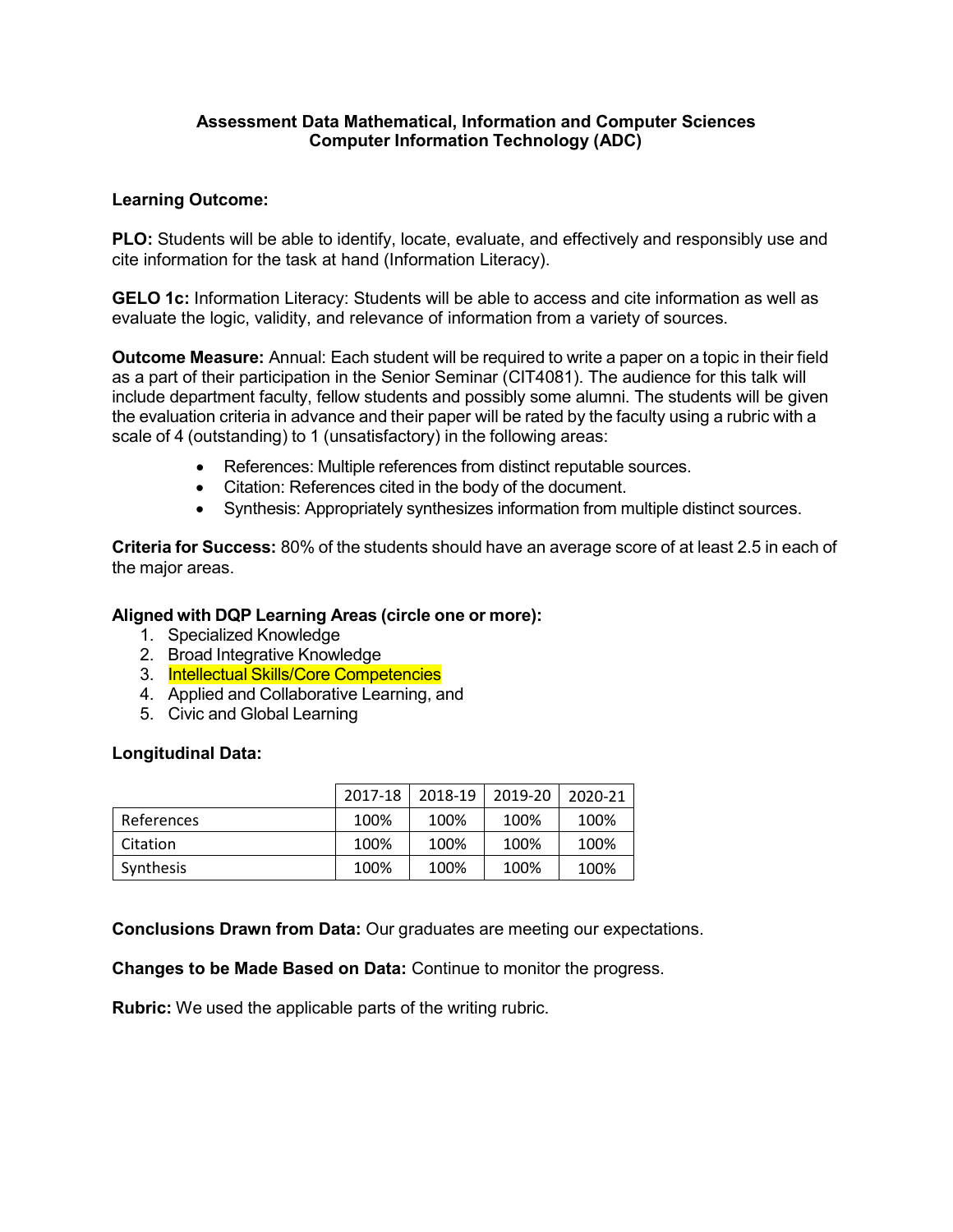**Assessment Data Mathematical, Information and Computer Sciences**
**Computer Information Technology (ADC)**

**Learning Outcome:**

**PLO:** Students will be able to identify, locate, evaluate, and effectively and responsibly use and cite information for the task at hand (Information Literacy).

**GELO 1c:** Information Literacy: Students will be able to access and cite information as well as evaluate the logic, validity, and relevance of information from a variety of sources.

**Outcome Measure:** Annual: Each student will be required to write a paper on a topic in their field as a part of their participation in the Senior Seminar (CIT4081). The audience for this talk will include department faculty, fellow students and possibly some alumni. The students will be given the evaluation criteria in advance and their paper will be rated by the faculty using a rubric with a scale of 4 (outstanding) to 1 (unsatisfactory) in the following areas:

- References: Multiple references from distinct reputable sources.
- Citation: References cited in the body of the document.
- Synthesis: Appropriately synthesizes information from multiple distinct sources.

**Criteria for Success:** 80% of the students should have an average score of at least 2.5 in each of the major areas.

**Aligned with DQP Learning Areas (circle one or more):**

1. Specialized Knowledge
2. Broad Integrative Knowledge
3. Intellectual Skills/Core Competencies
4. Applied and Collaborative Learning, and
5. Civic and Global Learning

**Longitudinal Data:**

| | 2017-18 | 2018-19 | 2019-20 | 2020-21 |
|---|---|---|---|---|
| References | 100% | 100% | 100% | 100% |
| Citation | 100% | 100% | 100% | 100% |
| Synthesis | 100% | 100% | 100% | 100% |

**Conclusions Drawn from Data:** Our graduates are meeting our expectations.

**Changes to be Made Based on Data:** Continue to monitor the progress.

**Rubric:** We used the applicable parts of the writing rubric.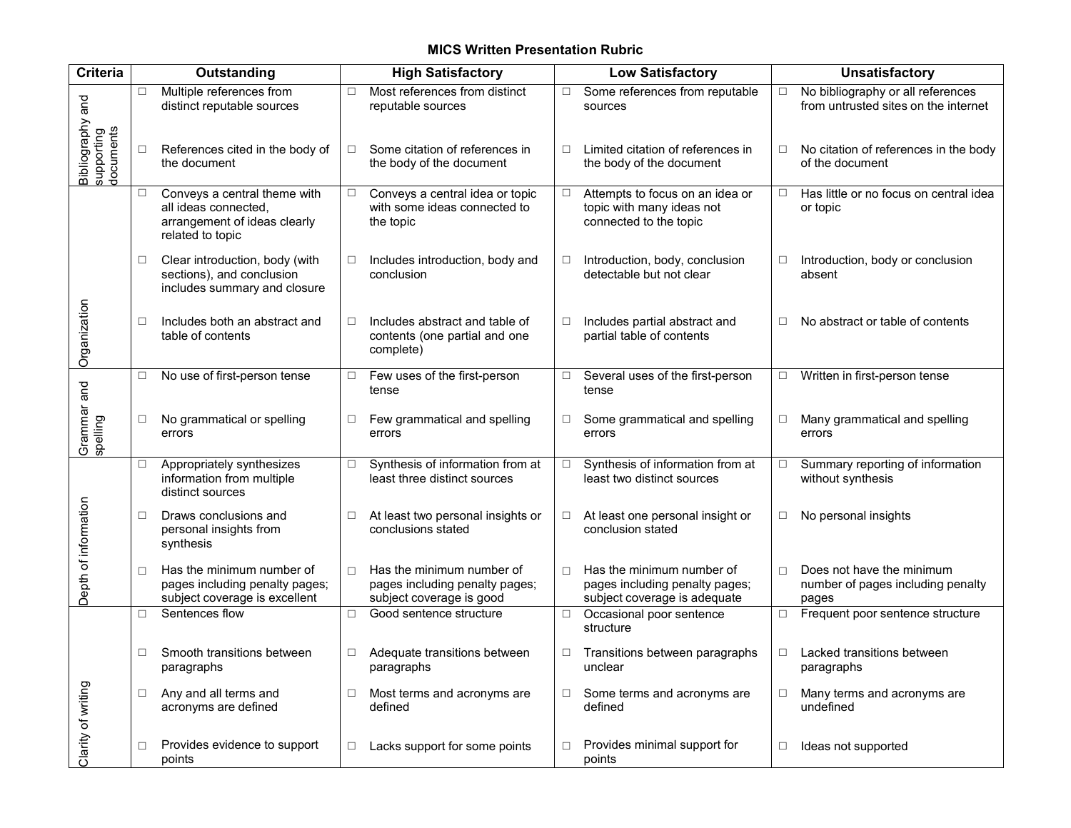# MICS Written Presentation Rubric

| Criteria | Outstanding | High Satisfactory | Low Satisfactory | Unsatisfactory |
|---|---|---|---|---|
| Bibliography and supporting documents | ☐ Multiple references from distinct reputable sources | ☐ Most references from distinct reputable sources | ☐ Some references from reputable sources | ☐ No bibliography or all references from untrusted sites on the internet |
| | ☐ References cited in the body of the document | ☐ Some citation of references in the body of the document | ☐ Limited citation of references in the body of the document | ☐ No citation of references in the body of the document |
| Organization | ☐ Conveys a central theme with all ideas connected, arrangement of ideas clearly related to topic | ☐ Conveys a central idea or topic with some ideas connected to the topic | ☐ Attempts to focus on an idea or topic with many ideas not connected to the topic | ☐ Has little or no focus on central idea or topic |
| | ☐ Clear introduction, body (with sections), and conclusion includes summary and closure | ☐ Includes introduction, body and conclusion | ☐ Introduction, body, conclusion detectable but not clear | ☐ Introduction, body or conclusion absent |
| | ☐ Includes both an abstract and table of contents | ☐ Includes abstract and table of contents (one partial and one complete) | ☐ Includes partial abstract and partial table of contents | ☐ No abstract or table of contents |
| Grammar and spelling | ☐ No use of first-person tense | ☐ Few uses of the first-person tense | ☐ Several uses of the first-person tense | ☐ Written in first-person tense |
| | ☐ No grammatical or spelling errors | ☐ Few grammatical and spelling errors | ☐ Some grammatical and spelling errors | ☐ Many grammatical and spelling errors |
| Depth of information | ☐ Appropriately synthesizes information from multiple distinct sources | ☐ Synthesis of information from at least three distinct sources | ☐ Synthesis of information from at least two distinct sources | ☐ Summary reporting of information without synthesis |
| | ☐ Draws conclusions and personal insights from synthesis | ☐ At least two personal insights or conclusions stated | ☐ At least one personal insight or conclusion stated | ☐ No personal insights |
| | ☐ Has the minimum number of pages including penalty pages; subject coverage is excellent | ☐ Has the minimum number of pages including penalty pages; subject coverage is good | ☐ Has the minimum number of pages including penalty pages; subject coverage is adequate | ☐ Does not have the minimum number of pages including penalty pages |
| Clarity of writing | ☐ Sentences flow | ☐ Good sentence structure | ☐ Occasional poor sentence structure | ☐ Frequent poor sentence structure |
| | ☐ Smooth transitions between paragraphs | ☐ Adequate transitions between paragraphs | ☐ Transitions between paragraphs unclear | ☐ Lacked transitions between paragraphs |
| | ☐ Any and all terms and acronyms are defined | ☐ Most terms and acronyms are defined | ☐ Some terms and acronyms are defined | ☐ Many terms and acronyms are undefined |
| | ☐ Provides evidence to support points | ☐ Lacks support for some points | ☐ Provides minimal support for points | ☐ Ideas not supported |